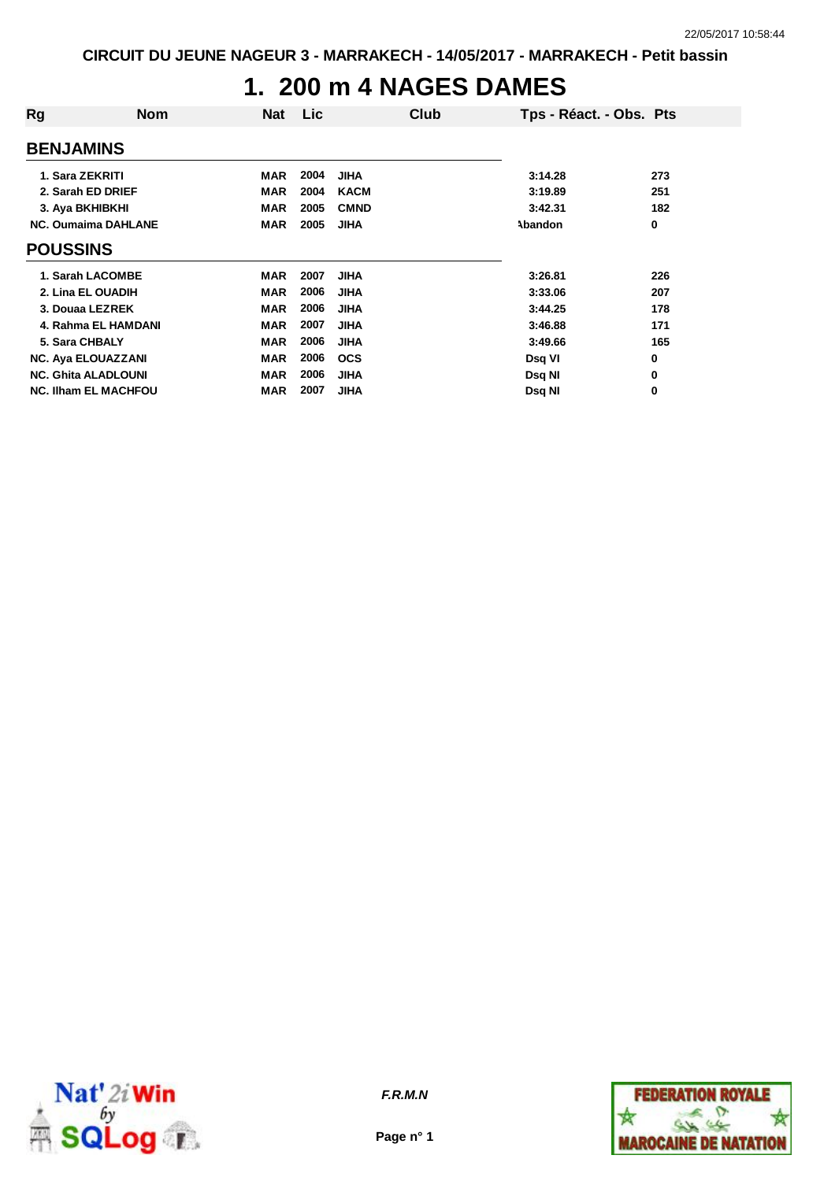CIRCUIT DU JEUNE NAGEUR 3 - MARRAKECH - 14/05/2017 - MARRAKECH - Petit bassin

# 1. 200 m 4 NAGES DAMES

| Rg | Nom | Nat | Lic | Club | Tps - Réact. - Obs. | Pts |
|---|---|---|---|---|---|---|
| **BENJAMINS** | | | | | | |
| 1. | Sara ZEKRITI | MAR | 2004 | JIHA | 3:14.28 | 273 |
| 2. | Sarah ED DRIEF | MAR | 2004 | KACM | 3:19.89 | 251 |
| 3. | Aya BKHIBKHI | MAR | 2005 | CMND | 3:42.31 | 182 |
| NC. | Oumaima DAHLANE | MAR | 2005 | JIHA | Abandon | 0 |
| **POUSSINS** | | | | | | |
| 1. | Sarah LACOMBE | MAR | 2007 | JIHA | 3:26.81 | 226 |
| 2. | Lina EL OUADIH | MAR | 2006 | JIHA | 3:33.06 | 207 |
| 3. | Douaa LEZREK | MAR | 2006 | JIHA | 3:44.25 | 178 |
| 4. | Rahma EL HAMDANI | MAR | 2007 | JIHA | 3:46.88 | 171 |
| 5. | Sara CHBALY | MAR | 2006 | JIHA | 3:49.66 | 165 |
| NC. | Aya ELOUAZZANI | MAR | 2006 | OCS | Dsq VI | 0 |
| NC. | Ghita ALADLOUNI | MAR | 2006 | JIHA | Dsq NI | 0 |
| NC. | Ilham EL MACHFOU | MAR | 2007 | JIHA | Dsq NI | 0 |

*F.R.M.N*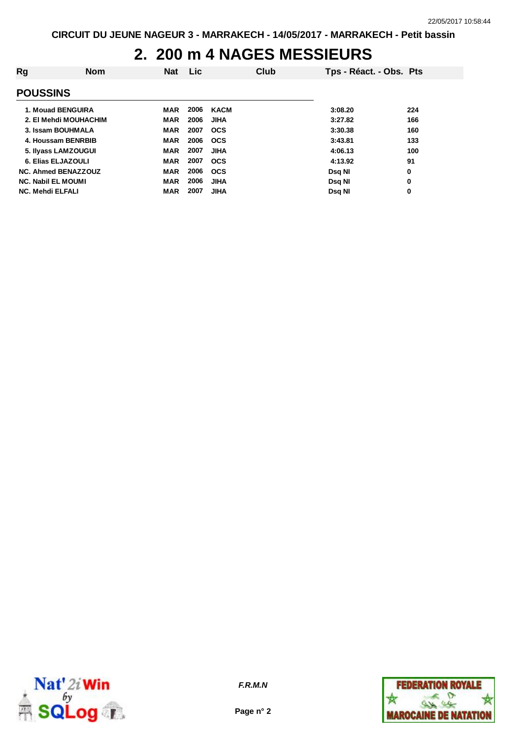# 2. 200 m 4 NAGES MESSIEURS

| Rg | Nom | Nat | Lic | Club | Tps - Réact. - Obs. | Pts |
|---|---|---|---|---|---|---|
| **POUSSINS** | | | | | | |
| 1. | Mouad BENGUIRA | MAR | 2006 | KACM | 3:08.20 | 224 |
| 2. | El Mehdi MOUHACHIM | MAR | 2006 | JIHA | 3:27.82 | 166 |
| 3. | Issam BOUHMALA | MAR | 2007 | OCS | 3:30.38 | 160 |
| 4. | Houssam BENRBIB | MAR | 2006 | OCS | 3:43.81 | 133 |
| 5. | Ilyass LAMZOUGUI | MAR | 2007 | JIHA | 4:06.13 | 100 |
| 6. | Elias ELJAZOULI | MAR | 2007 | OCS | 4:13.92 | 91 |
| NC. | Ahmed BENAZZOUZ | MAR | 2006 | OCS | Dsq NI | 0 |
| NC. | Nabil EL MOUMI | MAR | 2006 | JIHA | Dsq NI | 0 |
| NC. | Mehdi ELFALI | MAR | 2007 | JIHA | Dsq NI | 0 |

*F.R.M.N*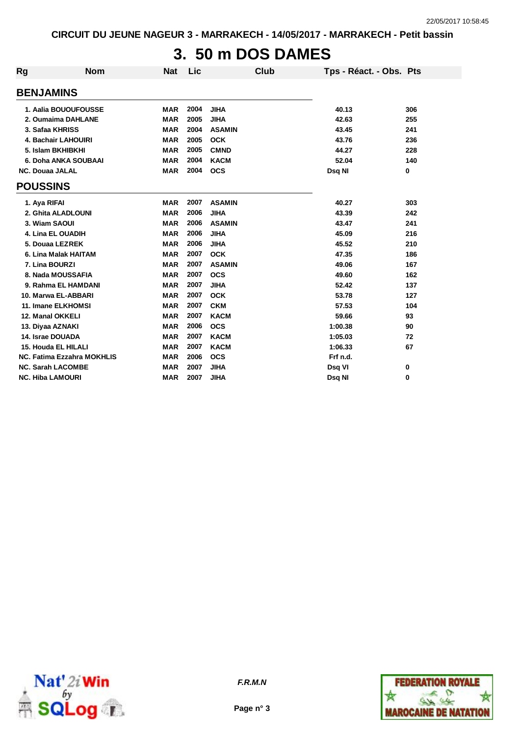CIRCUIT DU JEUNE NAGEUR 3 - MARRAKECH - 14/05/2017 - MARRAKECH - Petit bassin

# 3. 50 m DOS DAMES

| Rg | Nom | Nat | Lic | Club | Tps - Réact. - Obs. | Pts |
|---|---|---|---|---|---|---|
| **BENJAMINS** | | | | | | |
| 1. | Aalia BOUOUFOUSSE | MAR | 2004 | JIHA | 40.13 | 306 |
| 2. | Oumaima DAHLANE | MAR | 2005 | JIHA | 42.63 | 255 |
| 3. | Safaa KHRISS | MAR | 2004 | ASAMIN | 43.45 | 241 |
| 4. | Bachair LAHOUIRI | MAR | 2005 | OCK | 43.76 | 236 |
| 5. | Islam BKHIBKHI | MAR | 2005 | CMND | 44.27 | 228 |
| 6. | Doha ANKA SOUBAAI | MAR | 2004 | KACM | 52.04 | 140 |
| NC. | Douaa JALAL | MAR | 2004 | OCS | Dsq NI | 0 |
| **POUSSINS** | | | | | | |
| 1. | Aya RIFAI | MAR | 2007 | ASAMIN | 40.27 | 303 |
| 2. | Ghita ALADLOUNI | MAR | 2006 | JIHA | 43.39 | 242 |
| 3. | Wiam SAOUI | MAR | 2006 | ASAMIN | 43.47 | 241 |
| 4. | Lina EL OUADIH | MAR | 2006 | JIHA | 45.09 | 216 |
| 5. | Douaa LEZREK | MAR | 2006 | JIHA | 45.52 | 210 |
| 6. | Lina Malak HAITAM | MAR | 2007 | OCK | 47.35 | 186 |
| 7. | Lina BOURZI | MAR | 2007 | ASAMIN | 49.06 | 167 |
| 8. | Nada MOUSSAFIA | MAR | 2007 | OCS | 49.60 | 162 |
| 9. | Rahma EL HAMDANI | MAR | 2007 | JIHA | 52.42 | 137 |
| 10. | Marwa EL-ABBARI | MAR | 2007 | OCK | 53.78 | 127 |
| 11. | Imane ELKHOMSI | MAR | 2007 | CKM | 57.53 | 104 |
| 12. | Manal OKKELI | MAR | 2007 | KACM | 59.66 | 93 |
| 13. | Diyaa AZNAKI | MAR | 2006 | OCS | 1:00.38 | 90 |
| 14. | Israe DOUADA | MAR | 2007 | KACM | 1:05.03 | 72 |
| 15. | Houda EL HILALI | MAR | 2007 | KACM | 1:06.33 | 67 |
| NC. | Fatima Ezzahra MOKHLIS | MAR | 2006 | OCS | Frf n.d. | |
| NC. | Sarah LACOMBE | MAR | 2007 | JIHA | Dsq VI | 0 |
| NC. | Hiba LAMOURI | MAR | 2007 | JIHA | Dsq NI | 0 |

*F.R.M.N*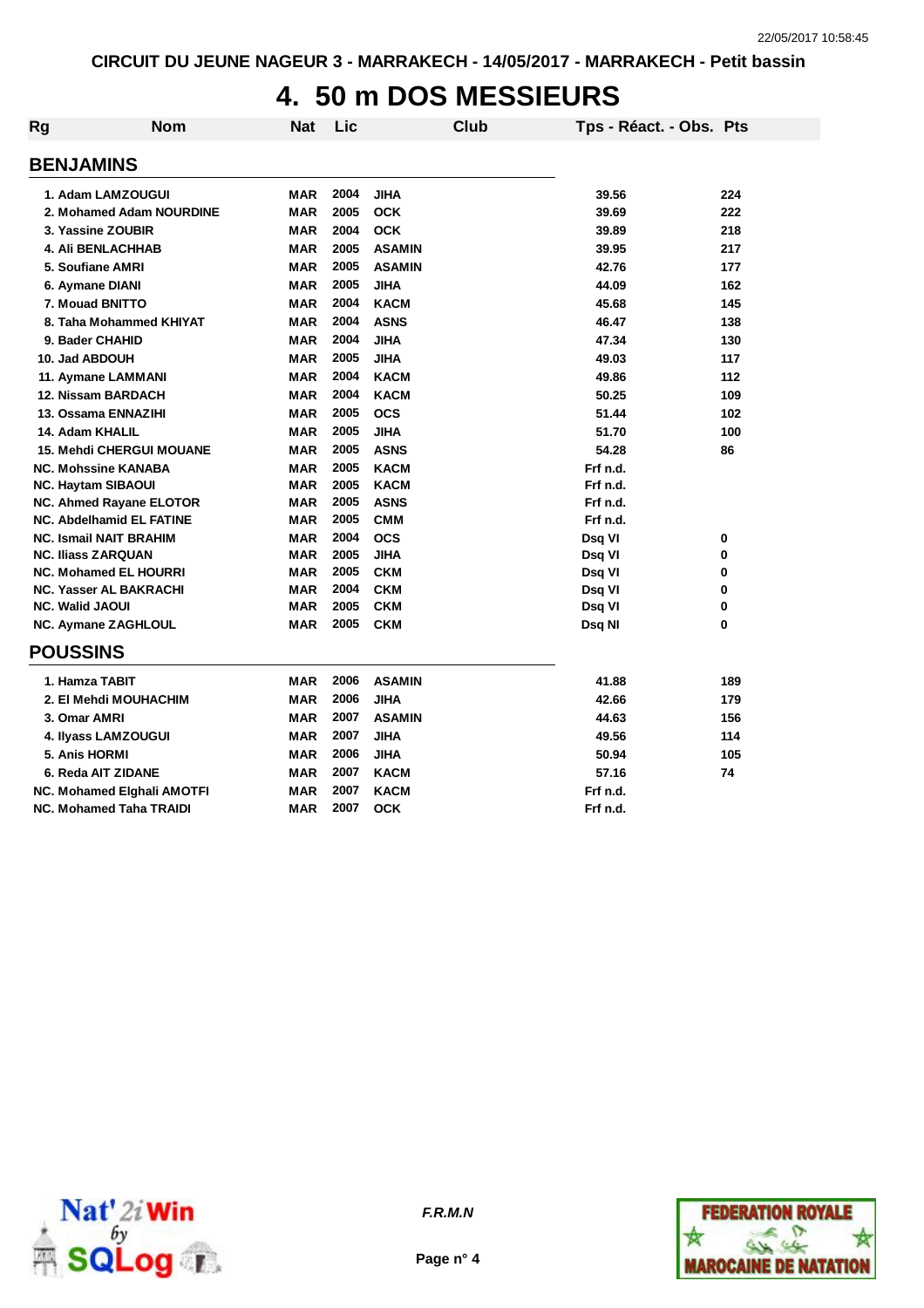CIRCUIT DU JEUNE NAGEUR 3 - MARRAKECH - 14/05/2017 - MARRAKECH - Petit bassin

# 4. 50 m DOS MESSIEURS

| Rg | Nom | Nat | Lic | Club | Tps - Réact. - Obs. | Pts |
|---|---|---|---|---|---|---|
| **BENJAMINS** | | | | | | |
| 1. | Adam LAMZOUGUI | MAR | 2004 | JIHA | 39.56 | 224 |
| 2. | Mohamed Adam NOURDINE | MAR | 2005 | OCK | 39.69 | 222 |
| 3. | Yassine ZOUBIR | MAR | 2004 | OCK | 39.89 | 218 |
| 4. | Ali BENLACHHAB | MAR | 2005 | ASAMIN | 39.95 | 217 |
| 5. | Soufiane AMRI | MAR | 2005 | ASAMIN | 42.76 | 177 |
| 6. | Aymane DIANI | MAR | 2005 | JIHA | 44.09 | 162 |
| 7. | Mouad BNITTO | MAR | 2004 | KACM | 45.68 | 145 |
| 8. | Taha Mohammed KHIYAT | MAR | 2004 | ASNS | 46.47 | 138 |
| 9. | Bader CHAHID | MAR | 2004 | JIHA | 47.34 | 130 |
| 10. | Jad ABDOUH | MAR | 2005 | JIHA | 49.03 | 117 |
| 11. | Aymane LAMMANI | MAR | 2004 | KACM | 49.86 | 112 |
| 12. | Nissam BARDACH | MAR | 2004 | KACM | 50.25 | 109 |
| 13. | Ossama ENNAZIHI | MAR | 2005 | OCS | 51.44 | 102 |
| 14. | Adam KHALIL | MAR | 2005 | JIHA | 51.70 | 100 |
| 15. | Mehdi CHERGUI MOUANE | MAR | 2005 | ASNS | 54.28 | 86 |
| NC. | Mohssine KANABA | MAR | 2005 | KACM | Frf n.d. | |
| NC. | Haytam SIBAOUI | MAR | 2005 | KACM | Frf n.d. | |
| NC. | Ahmed Rayane ELOTOR | MAR | 2005 | ASNS | Frf n.d. | |
| NC. | Abdelhamid EL FATINE | MAR | 2005 | CMM | Frf n.d. | |
| NC. | Ismail NAIT BRAHIM | MAR | 2004 | OCS | Dsq VI | 0 |
| NC. | Iliass ZARQUAN | MAR | 2005 | JIHA | Dsq VI | 0 |
| NC. | Mohamed EL HOURRI | MAR | 2005 | CKM | Dsq VI | 0 |
| NC. | Yasser AL BAKRACHI | MAR | 2004 | CKM | Dsq VI | 0 |
| NC. | Walid JAOUI | MAR | 2005 | CKM | Dsq VI | 0 |
| NC. | Aymane ZAGHLOUL | MAR | 2005 | CKM | Dsq NI | 0 |
| **POUSSINS** | | | | | | |
| 1. | Hamza TABIT | MAR | 2006 | ASAMIN | 41.88 | 189 |
| 2. | El Mehdi MOUHACHIM | MAR | 2006 | JIHA | 42.66 | 179 |
| 3. | Omar AMRI | MAR | 2007 | ASAMIN | 44.63 | 156 |
| 4. | Ilyass LAMZOUGUI | MAR | 2007 | JIHA | 49.56 | 114 |
| 5. | Anis HORMI | MAR | 2006 | JIHA | 50.94 | 105 |
| 6. | Reda AIT ZIDANE | MAR | 2007 | KACM | 57.16 | 74 |
| NC. | Mohamed Elghali AMOTFI | MAR | 2007 | KACM | Frf n.d. | |
| NC. | Mohamed Taha TRAIDI | MAR | 2007 | OCK | Frf n.d. | |

*F.R.M.N*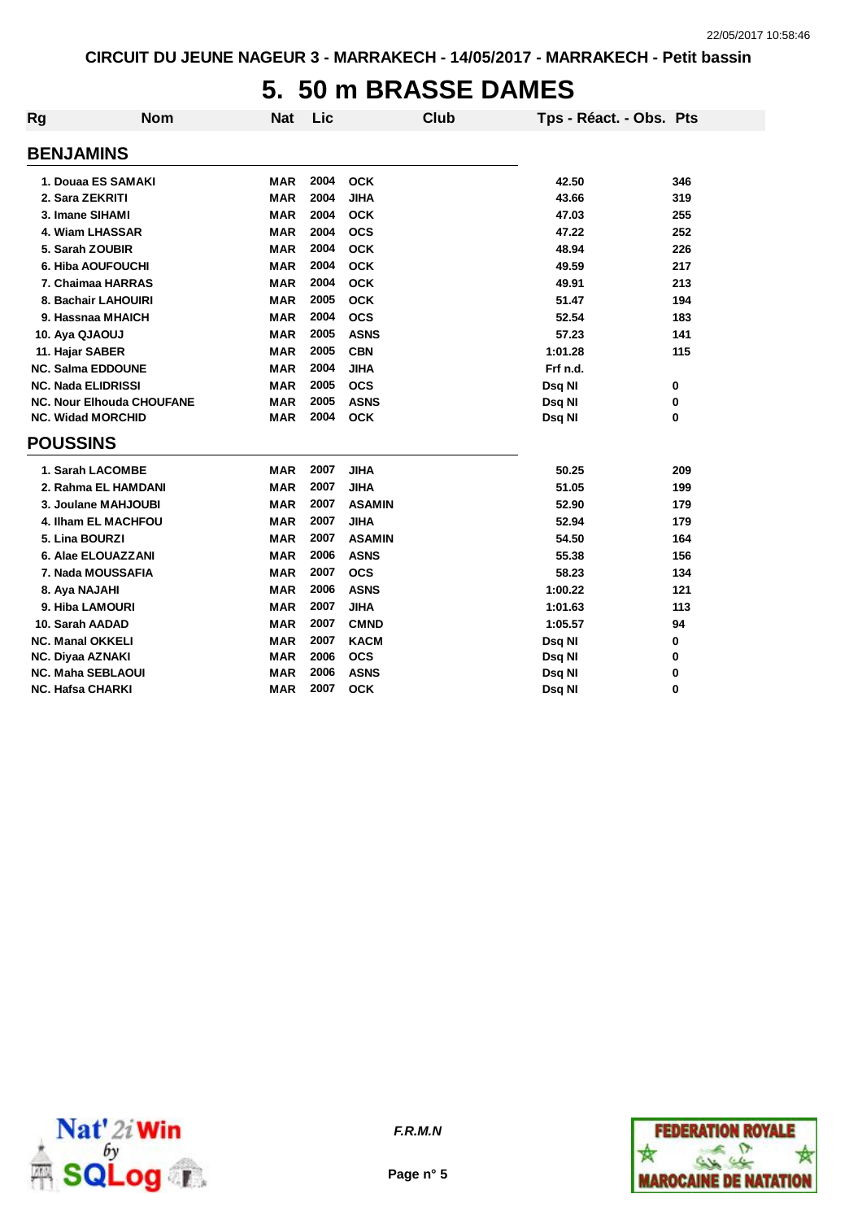CIRCUIT DU JEUNE NAGEUR 3 - MARRAKECH - 14/05/2017 - MARRAKECH - Petit bassin

# 5. 50 m BRASSE DAMES

| Rg | Nom | Nat | Lic | Club | Tps - Réact. - Obs. | Pts |
|---|---|---|---|---|---|---|
| **BENJAMINS** | | | | | | |
| 1. | Douaa ES SAMAKI | MAR | 2004 | OCK | 42.50 | 346 |
| 2. | Sara ZEKRITI | MAR | 2004 | JIHA | 43.66 | 319 |
| 3. | Imane SIHAMI | MAR | 2004 | OCK | 47.03 | 255 |
| 4. | Wiam LHASSAR | MAR | 2004 | OCS | 47.22 | 252 |
| 5. | Sarah ZOUBIR | MAR | 2004 | OCK | 48.94 | 226 |
| 6. | Hiba AOUFOUCHI | MAR | 2004 | OCK | 49.59 | 217 |
| 7. | Chaimaa HARRAS | MAR | 2004 | OCK | 49.91 | 213 |
| 8. | Bachair LAHOUIRI | MAR | 2005 | OCK | 51.47 | 194 |
| 9. | Hassnaa MHAICH | MAR | 2004 | OCS | 52.54 | 183 |
| 10. | Aya QJAOUJ | MAR | 2005 | ASNS | 57.23 | 141 |
| 11. | Hajar SABER | MAR | 2005 | CBN | 1:01.28 | 115 |
| NC. | Salma EDDOUNE | MAR | 2004 | JIHA | Frf n.d. | |
| NC. | Nada ELIDRISSI | MAR | 2005 | OCS | Dsq NI | 0 |
| NC. | Nour Elhouda CHOUFANE | MAR | 2005 | ASNS | Dsq NI | 0 |
| NC. | Widad MORCHID | MAR | 2004 | OCK | Dsq NI | 0 |
| **POUSSINS** | | | | | | |
| 1. | Sarah LACOMBE | MAR | 2007 | JIHA | 50.25 | 209 |
| 2. | Rahma EL HAMDANI | MAR | 2007 | JIHA | 51.05 | 199 |
| 3. | Joulane MAHJOUBI | MAR | 2007 | ASAMIN | 52.90 | 179 |
| 4. | Ilham EL MACHFOU | MAR | 2007 | JIHA | 52.94 | 179 |
| 5. | Lina BOURZI | MAR | 2007 | ASAMIN | 54.50 | 164 |
| 6. | Alae ELOUAZZANI | MAR | 2006 | ASNS | 55.38 | 156 |
| 7. | Nada MOUSSAFIA | MAR | 2007 | OCS | 58.23 | 134 |
| 8. | Aya NAJAHI | MAR | 2006 | ASNS | 1:00.22 | 121 |
| 9. | Hiba LAMOURI | MAR | 2007 | JIHA | 1:01.63 | 113 |
| 10. | Sarah AADAD | MAR | 2007 | CMND | 1:05.57 | 94 |
| NC. | Manal OKKELI | MAR | 2007 | KACM | Dsq NI | 0 |
| NC. | Diyaa AZNAKI | MAR | 2006 | OCS | Dsq NI | 0 |
| NC. | Maha SEBLAOUI | MAR | 2006 | ASNS | Dsq NI | 0 |
| NC. | Hafsa CHARKI | MAR | 2007 | OCK | Dsq NI | 0 |

*F.R.M.N*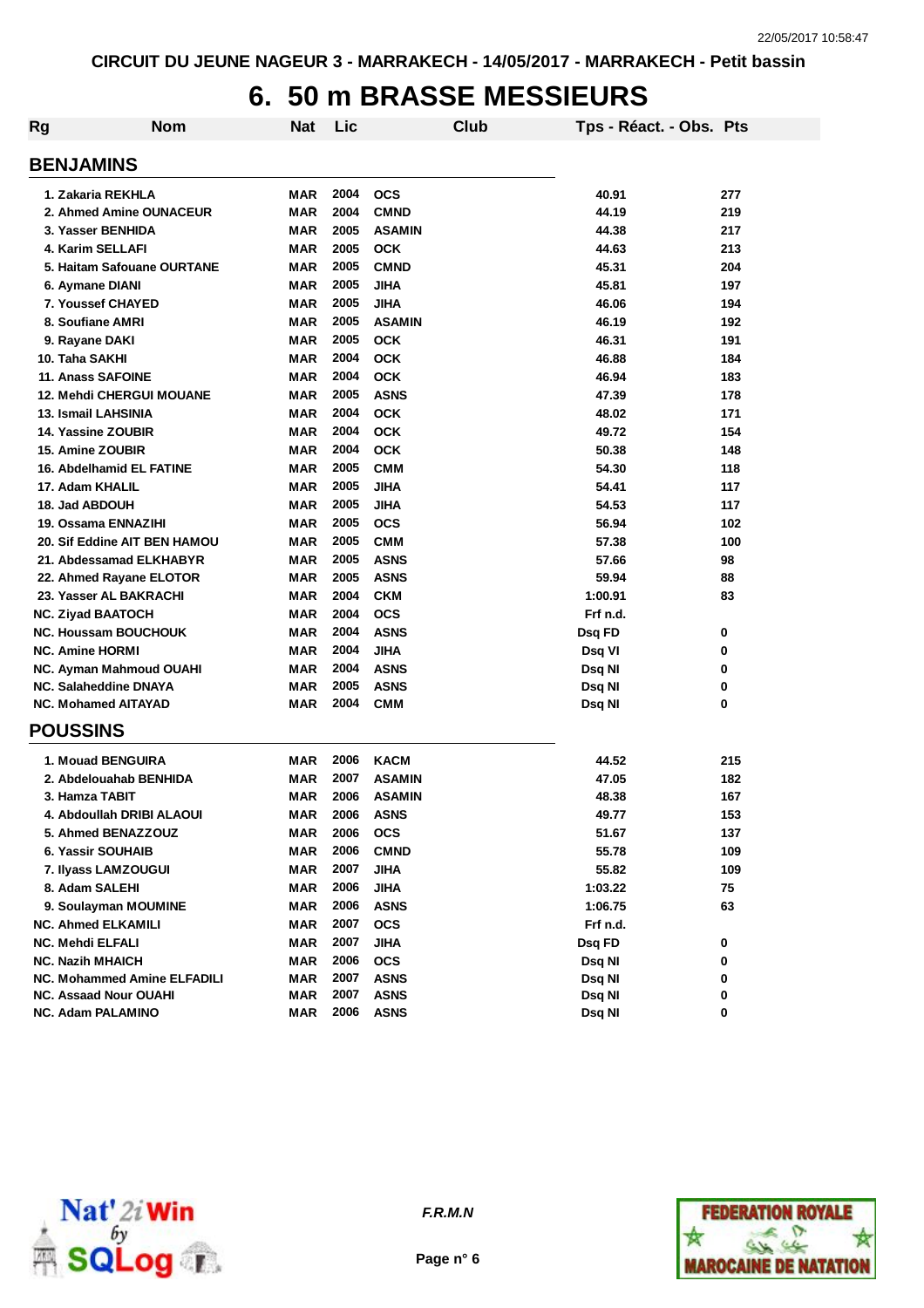# 6. 50 m BRASSE MESSIEURS

| Rg | Nom | Nat | Lic | Club | Tps - Réact. - Obs. | Pts |
|---|---|---|---|---|---|---|
| **BENJAMINS** | | | | | | |
| 1. | Zakaria REKHLA | MAR | 2004 | OCS | 40.91 | 277 |
| 2. | Ahmed Amine OUNACEUR | MAR | 2004 | CMND | 44.19 | 219 |
| 3. | Yasser BENHIDA | MAR | 2005 | ASAMIN | 44.38 | 217 |
| 4. | Karim SELLAFI | MAR | 2005 | OCK | 44.63 | 213 |
| 5. | Haitam Safouane OURTANE | MAR | 2005 | CMND | 45.31 | 204 |
| 6. | Aymane DIANI | MAR | 2005 | JIHA | 45.81 | 197 |
| 7. | Youssef CHAYED | MAR | 2005 | JIHA | 46.06 | 194 |
| 8. | Soufiane AMRI | MAR | 2005 | ASAMIN | 46.19 | 192 |
| 9. | Rayane DAKI | MAR | 2005 | OCK | 46.31 | 191 |
| 10. | Taha SAKHI | MAR | 2004 | OCK | 46.88 | 184 |
| 11. | Anass SAFOINE | MAR | 2004 | OCK | 46.94 | 183 |
| 12. | Mehdi CHERGUI MOUANE | MAR | 2005 | ASNS | 47.39 | 178 |
| 13. | Ismail LAHSINIA | MAR | 2004 | OCK | 48.02 | 171 |
| 14. | Yassine ZOUBIR | MAR | 2004 | OCK | 49.72 | 154 |
| 15. | Amine ZOUBIR | MAR | 2004 | OCK | 50.38 | 148 |
| 16. | Abdelhamid EL FATINE | MAR | 2005 | CMM | 54.30 | 118 |
| 17. | Adam KHALIL | MAR | 2005 | JIHA | 54.41 | 117 |
| 18. | Jad ABDOUH | MAR | 2005 | JIHA | 54.53 | 117 |
| 19. | Ossama ENNAZIHI | MAR | 2005 | OCS | 56.94 | 102 |
| 20. | Sif Eddine AIT BEN HAMOU | MAR | 2005 | CMM | 57.38 | 100 |
| 21. | Abdessamad ELKHABYR | MAR | 2005 | ASNS | 57.66 | 98 |
| 22. | Ahmed Rayane ELOTOR | MAR | 2005 | ASNS | 59.94 | 88 |
| 23. | Yasser AL BAKRACHI | MAR | 2004 | CKM | 1:00.91 | 83 |
| NC. | Ziyad BAATOCH | MAR | 2004 | OCS | Frf n.d. | |
| NC. | Houssam BOUCHOUK | MAR | 2004 | ASNS | Dsq FD | 0 |
| NC. | Amine HORMI | MAR | 2004 | JIHA | Dsq VI | 0 |
| NC. | Ayman Mahmoud OUAHI | MAR | 2004 | ASNS | Dsq NI | 0 |
| NC. | Salaheddine DNAYA | MAR | 2005 | ASNS | Dsq NI | 0 |
| NC. | Mohamed AITAYAD | MAR | 2004 | CMM | Dsq NI | 0 |
| **POUSSINS** | | | | | | |
| 1. | Mouad BENGUIRA | MAR | 2006 | KACM | 44.52 | 215 |
| 2. | Abdelouahab BENHIDA | MAR | 2007 | ASAMIN | 47.05 | 182 |
| 3. | Hamza TABIT | MAR | 2006 | ASAMIN | 48.38 | 167 |
| 4. | Abdoullah DRIBI ALAOUI | MAR | 2006 | ASNS | 49.77 | 153 |
| 5. | Ahmed BENAZZOUZ | MAR | 2006 | OCS | 51.67 | 137 |
| 6. | Yassir SOUHAIB | MAR | 2006 | CMND | 55.78 | 109 |
| 7. | Ilyass LAMZOUGUI | MAR | 2007 | JIHA | 55.82 | 109 |
| 8. | Adam SALEHI | MAR | 2006 | JIHA | 1:03.22 | 75 |
| 9. | Soulayman MOUMINE | MAR | 2006 | ASNS | 1:06.75 | 63 |
| NC. | Ahmed ELKAMILI | MAR | 2007 | OCS | Frf n.d. | |
| NC. | Mehdi ELFALI | MAR | 2007 | JIHA | Dsq FD | 0 |
| NC. | Nazih MHAICH | MAR | 2006 | OCS | Dsq NI | 0 |
| NC. | Mohammed Amine ELFADILI | MAR | 2007 | ASNS | Dsq NI | 0 |
| NC. | Assaad Nour OUAHI | MAR | 2007 | ASNS | Dsq NI | 0 |
| NC. | Adam PALAMINO | MAR | 2006 | ASNS | Dsq NI | 0 |

*F.R.M.N*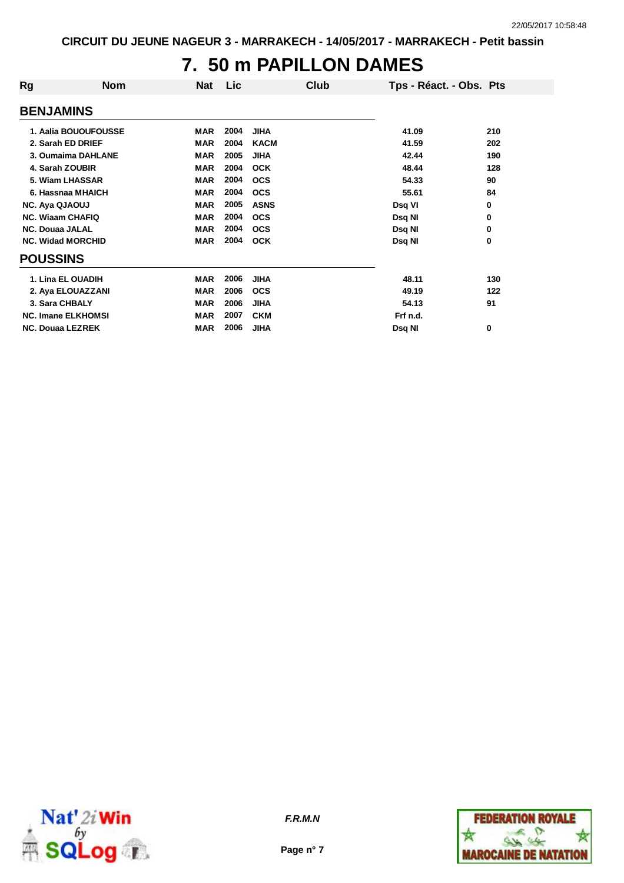CIRCUIT DU JEUNE NAGEUR 3 - MARRAKECH - 14/05/2017 - MARRAKECH - Petit bassin

# 7. 50 m PAPILLON DAMES

| Rg | Nom | Nat | Lic | Club | Tps - Réact. - Obs. | Pts |
|---|---|---|---|---|---|---|
| **BENJAMINS** | | | | | | |
| 1. | Aalia BOUOUFOUSSE | MAR | 2004 | JIHA | 41.09 | 210 |
| 2. | Sarah ED DRIEF | MAR | 2004 | KACM | 41.59 | 202 |
| 3. | Oumaima DAHLANE | MAR | 2005 | JIHA | 42.44 | 190 |
| 4. | Sarah ZOUBIR | MAR | 2004 | OCK | 48.44 | 128 |
| 5. | Wiam LHASSAR | MAR | 2004 | OCS | 54.33 | 90 |
| 6. | Hassnaa MHAICH | MAR | 2004 | OCS | 55.61 | 84 |
| NC. | Aya QJAOUJ | MAR | 2005 | ASNS | Dsq VI | 0 |
| NC. | Wiaam CHAFIQ | MAR | 2004 | OCS | Dsq NI | 0 |
| NC. | Douaa JALAL | MAR | 2004 | OCS | Dsq NI | 0 |
| NC. | Widad MORCHID | MAR | 2004 | OCK | Dsq NI | 0 |
| **POUSSINS** | | | | | | |
| 1. | Lina EL OUADIH | MAR | 2006 | JIHA | 48.11 | 130 |
| 2. | Aya ELOUAZZANI | MAR | 2006 | OCS | 49.19 | 122 |
| 3. | Sara CHBALY | MAR | 2006 | JIHA | 54.13 | 91 |
| NC. | Imane ELKHOMSI | MAR | 2007 | CKM | Frf n.d. | |
| NC. | Douaa LEZREK | MAR | 2006 | JIHA | Dsq NI | 0 |

*F.R.M.N*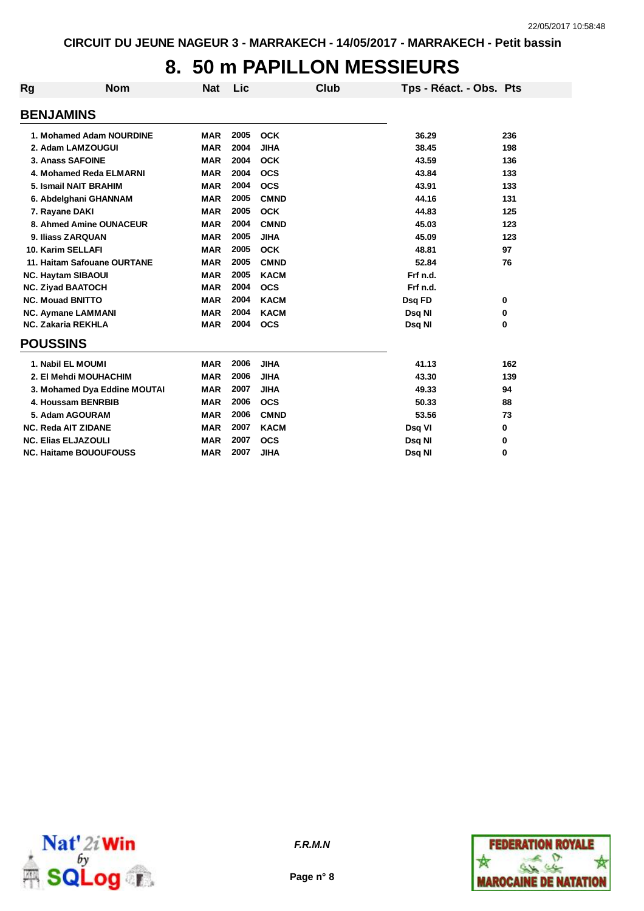CIRCUIT DU JEUNE NAGEUR 3 - MARRAKECH - 14/05/2017 - MARRAKECH - Petit bassin

# 8. 50 m PAPILLON MESSIEURS

| Rg | Nom | Nat | Lic | Club | Tps - Réact. - Obs. | Pts |
|---|---|---|---|---|---|---|
| **BENJAMINS** | | | | | | |
| 1. | Mohamed Adam NOURDINE | MAR | 2005 | OCK | 36.29 | 236 |
| 2. | Adam LAMZOUGUI | MAR | 2004 | JIHA | 38.45 | 198 |
| 3. | Anass SAFOINE | MAR | 2004 | OCK | 43.59 | 136 |
| 4. | Mohamed Reda ELMARNI | MAR | 2004 | OCS | 43.84 | 133 |
| 5. | Ismail NAIT BRAHIM | MAR | 2004 | OCS | 43.91 | 133 |
| 6. | Abdelghani GHANNAM | MAR | 2005 | CMND | 44.16 | 131 |
| 7. | Rayane DAKI | MAR | 2005 | OCK | 44.83 | 125 |
| 8. | Ahmed Amine OUNACEUR | MAR | 2004 | CMND | 45.03 | 123 |
| 9. | Iliass ZARQUAN | MAR | 2005 | JIHA | 45.09 | 123 |
| 10. | Karim SELLAFI | MAR | 2005 | OCK | 48.81 | 97 |
| 11. | Haitam Safouane OURTANE | MAR | 2005 | CMND | 52.84 | 76 |
| NC. | Haytam SIBAOUI | MAR | 2005 | KACM | Frf n.d. | |
| NC. | Ziyad BAATOCH | MAR | 2004 | OCS | Frf n.d. | |
| NC. | Mouad BNITTO | MAR | 2004 | KACM | Dsq FD | 0 |
| NC. | Aymane LAMMANI | MAR | 2004 | KACM | Dsq NI | 0 |
| NC. | Zakaria REKHLA | MAR | 2004 | OCS | Dsq NI | 0 |
| **POUSSINS** | | | | | | |
| 1. | Nabil EL MOUMI | MAR | 2006 | JIHA | 41.13 | 162 |
| 2. | El Mehdi MOUHACHIM | MAR | 2006 | JIHA | 43.30 | 139 |
| 3. | Mohamed Dya Eddine MOUTAI | MAR | 2007 | JIHA | 49.33 | 94 |
| 4. | Houssam BENRBIB | MAR | 2006 | OCS | 50.33 | 88 |
| 5. | Adam AGOURAM | MAR | 2006 | CMND | 53.56 | 73 |
| NC. | Reda AIT ZIDANE | MAR | 2007 | KACM | Dsq VI | 0 |
| NC. | Elias ELJAZOULI | MAR | 2007 | OCS | Dsq NI | 0 |
| NC. | Haitame BOUOUFOUSS | MAR | 2007 | JIHA | Dsq NI | 0 |

*F.R.M.N*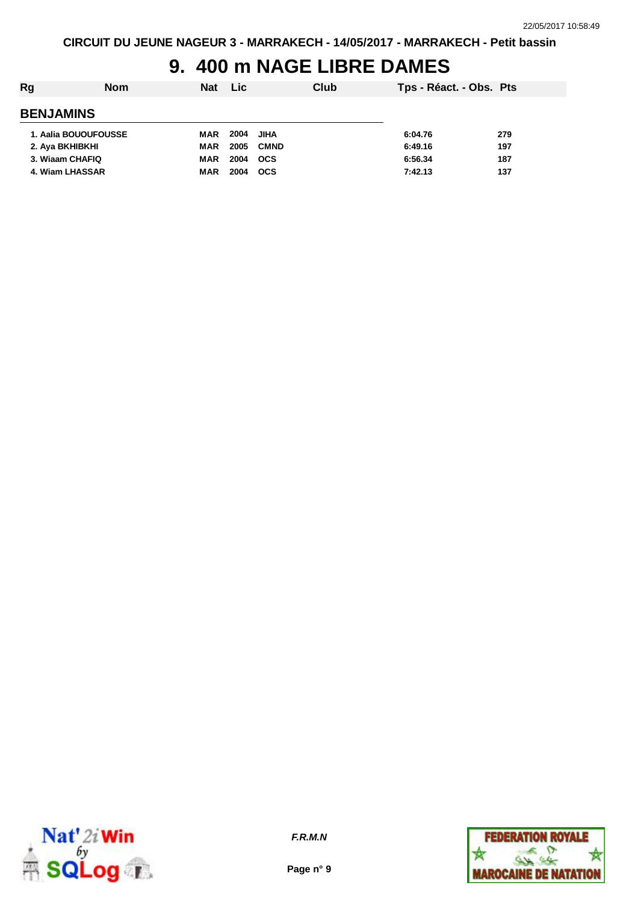# 9. 400 m NAGE LIBRE DAMES

| Rg | Nom | Nat | Lic | Club | Tps - Réact. - Obs. | Pts |
|---|---|---|---|---|---|---|
| **BENJAMINS** | | | | | | |
| 1. | Aalia BOUOUFOUSSE | MAR | 2004 | JIHA | 6:04.76 | 279 |
| 2. | Aya BKHIBKHI | MAR | 2005 | CMND | 6:49.16 | 197 |
| 3. | Wiaam CHAFIQ | MAR | 2004 | OCS | 6:56.34 | 187 |
| 4. | Wiam LHASSAR | MAR | 2004 | OCS | 7:42.13 | 137 |

*F.R.M.N*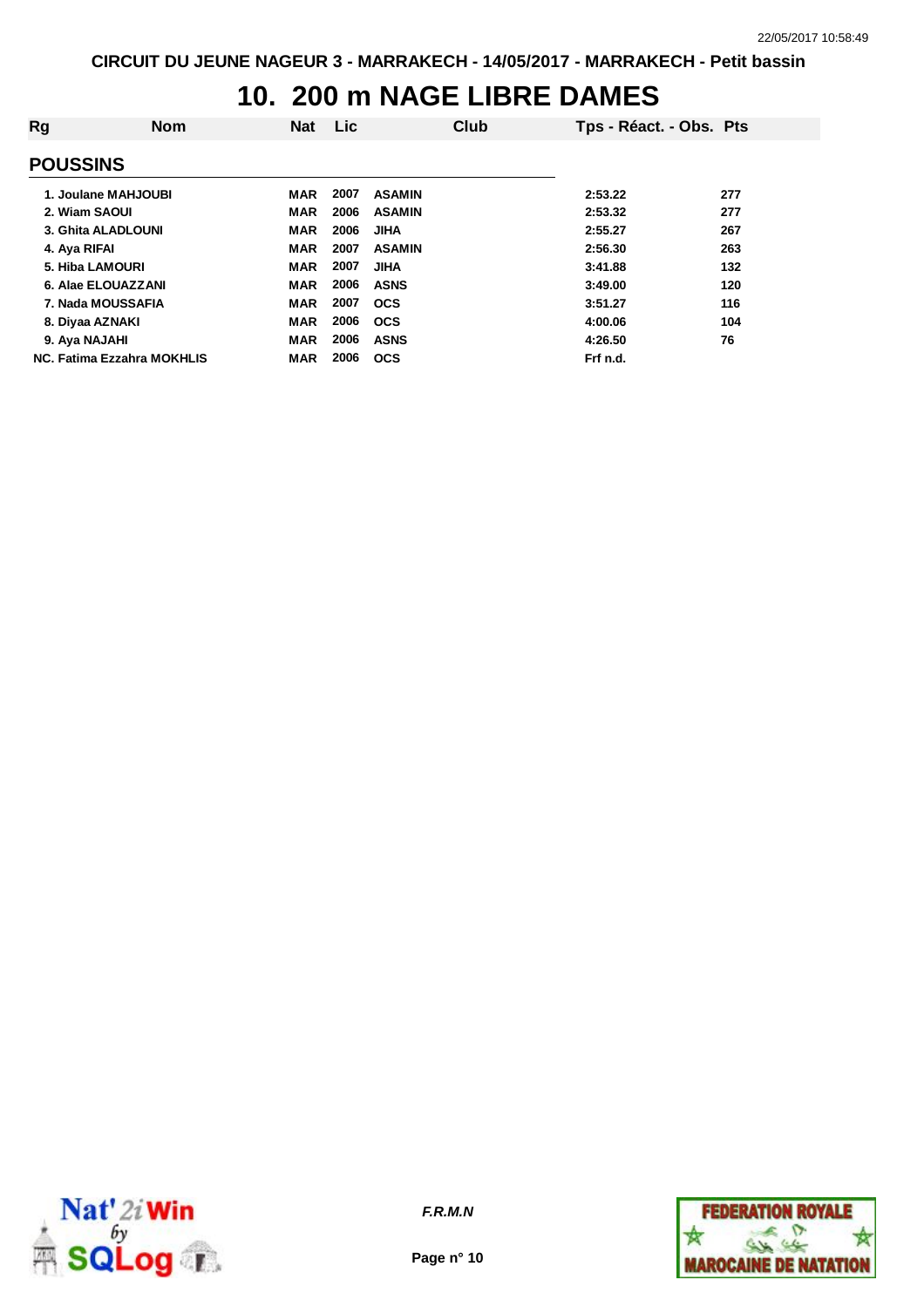# 10. 200 m NAGE LIBRE DAMES

| Rg | Nom | Nat | Lic | Club | Tps - Réact. - Obs. | Pts |
|---|---|---|---|---|---|---|
| **POUSSINS** | | | | | | |
| 1. | Joulane MAHJOUBI | MAR | 2007 | ASAMIN | 2:53.22 | 277 |
| 2. | Wiam SAOUI | MAR | 2006 | ASAMIN | 2:53.32 | 277 |
| 3. | Ghita ALADLOUNI | MAR | 2006 | JIHA | 2:55.27 | 267 |
| 4. | Aya RIFAI | MAR | 2007 | ASAMIN | 2:56.30 | 263 |
| 5. | Hiba LAMOURI | MAR | 2007 | JIHA | 3:41.88 | 132 |
| 6. | Alae ELOUAZZANI | MAR | 2006 | ASNS | 3:49.00 | 120 |
| 7. | Nada MOUSSAFIA | MAR | 2007 | OCS | 3:51.27 | 116 |
| 8. | Diyaa AZNAKI | MAR | 2006 | OCS | 4:00.06 | 104 |
| 9. | Aya NAJAHI | MAR | 2006 | ASNS | 4:26.50 | 76 |
| NC. | Fatima Ezzahra MOKHLIS | MAR | 2006 | OCS | Frf n.d. | |

*F.R.M.N*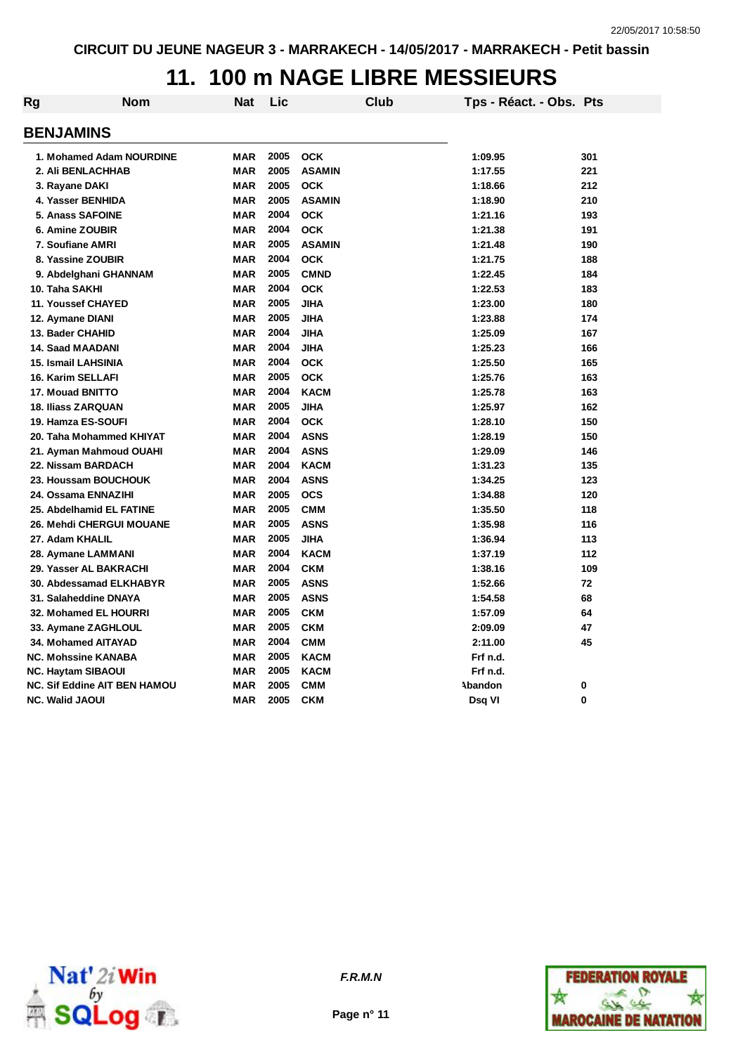CIRCUIT DU JEUNE NAGEUR 3 - MARRAKECH - 14/05/2017 - MARRAKECH - Petit bassin

# 11. 100 m NAGE LIBRE MESSIEURS

| Rg | Nom | Nat | Lic | Club | Tps - Réact. - Obs. | Pts |
|---|---|---|---|---|---|---|
| **BENJAMINS** | | | | | | |
| 1. | Mohamed Adam NOURDINE | MAR | 2005 | OCK | 1:09.95 | 301 |
| 2. | Ali BENLACHHAB | MAR | 2005 | ASAMIN | 1:17.55 | 221 |
| 3. | Rayane DAKI | MAR | 2005 | OCK | 1:18.66 | 212 |
| 4. | Yasser BENHIDA | MAR | 2005 | ASAMIN | 1:18.90 | 210 |
| 5. | Anass SAFOINE | MAR | 2004 | OCK | 1:21.16 | 193 |
| 6. | Amine ZOUBIR | MAR | 2004 | OCK | 1:21.38 | 191 |
| 7. | Soufiane AMRI | MAR | 2005 | ASAMIN | 1:21.48 | 190 |
| 8. | Yassine ZOUBIR | MAR | 2004 | OCK | 1:21.75 | 188 |
| 9. | Abdelghani GHANNAM | MAR | 2005 | CMND | 1:22.45 | 184 |
| 10. | Taha SAKHI | MAR | 2004 | OCK | 1:22.53 | 183 |
| 11. | Youssef CHAYED | MAR | 2005 | JIHA | 1:23.00 | 180 |
| 12. | Aymane DIANI | MAR | 2005 | JIHA | 1:23.88 | 174 |
| 13. | Bader CHAHID | MAR | 2004 | JIHA | 1:25.09 | 167 |
| 14. | Saad MAADANI | MAR | 2004 | JIHA | 1:25.23 | 166 |
| 15. | Ismail LAHSINIA | MAR | 2004 | OCK | 1:25.50 | 165 |
| 16. | Karim SELLAFI | MAR | 2005 | OCK | 1:25.76 | 163 |
| 17. | Mouad BNITTO | MAR | 2004 | KACM | 1:25.78 | 163 |
| 18. | Iliass ZARQUAN | MAR | 2005 | JIHA | 1:25.97 | 162 |
| 19. | Hamza ES-SOUFI | MAR | 2004 | OCK | 1:28.10 | 150 |
| 20. | Taha Mohammed KHIYAT | MAR | 2004 | ASNS | 1:28.19 | 150 |
| 21. | Ayman Mahmoud OUAHI | MAR | 2004 | ASNS | 1:29.09 | 146 |
| 22. | Nissam BARDACH | MAR | 2004 | KACM | 1:31.23 | 135 |
| 23. | Houssam BOUCHOUK | MAR | 2004 | ASNS | 1:34.25 | 123 |
| 24. | Ossama ENNAZIHI | MAR | 2005 | OCS | 1:34.88 | 120 |
| 25. | Abdelhamid EL FATINE | MAR | 2005 | CMM | 1:35.50 | 118 |
| 26. | Mehdi CHERGUI MOUANE | MAR | 2005 | ASNS | 1:35.98 | 116 |
| 27. | Adam KHALIL | MAR | 2005 | JIHA | 1:36.94 | 113 |
| 28. | Aymane LAMMANI | MAR | 2004 | KACM | 1:37.19 | 112 |
| 29. | Yasser AL BAKRACHI | MAR | 2004 | CKM | 1:38.16 | 109 |
| 30. | Abdessamad ELKHABYR | MAR | 2005 | ASNS | 1:52.66 | 72 |
| 31. | Salaheddine DNAYA | MAR | 2005 | ASNS | 1:54.58 | 68 |
| 32. | Mohamed EL HOURRI | MAR | 2005 | CKM | 1:57.09 | 64 |
| 33. | Aymane ZAGHLOUL | MAR | 2005 | CKM | 2:09.09 | 47 |
| 34. | Mohamed AITAYAD | MAR | 2004 | CMM | 2:11.00 | 45 |
| NC. | Mohssine KANABA | MAR | 2005 | KACM | Frf n.d. | |
| NC. | Haytam SIBAOUI | MAR | 2005 | KACM | Frf n.d. | |
| NC. | Sif Eddine AIT BEN HAMOU | MAR | 2005 | CMM | Abandon | 0 |
| NC. | Walid JAOUI | MAR | 2005 | CKM | Dsq VI | 0 |

F.R.M.N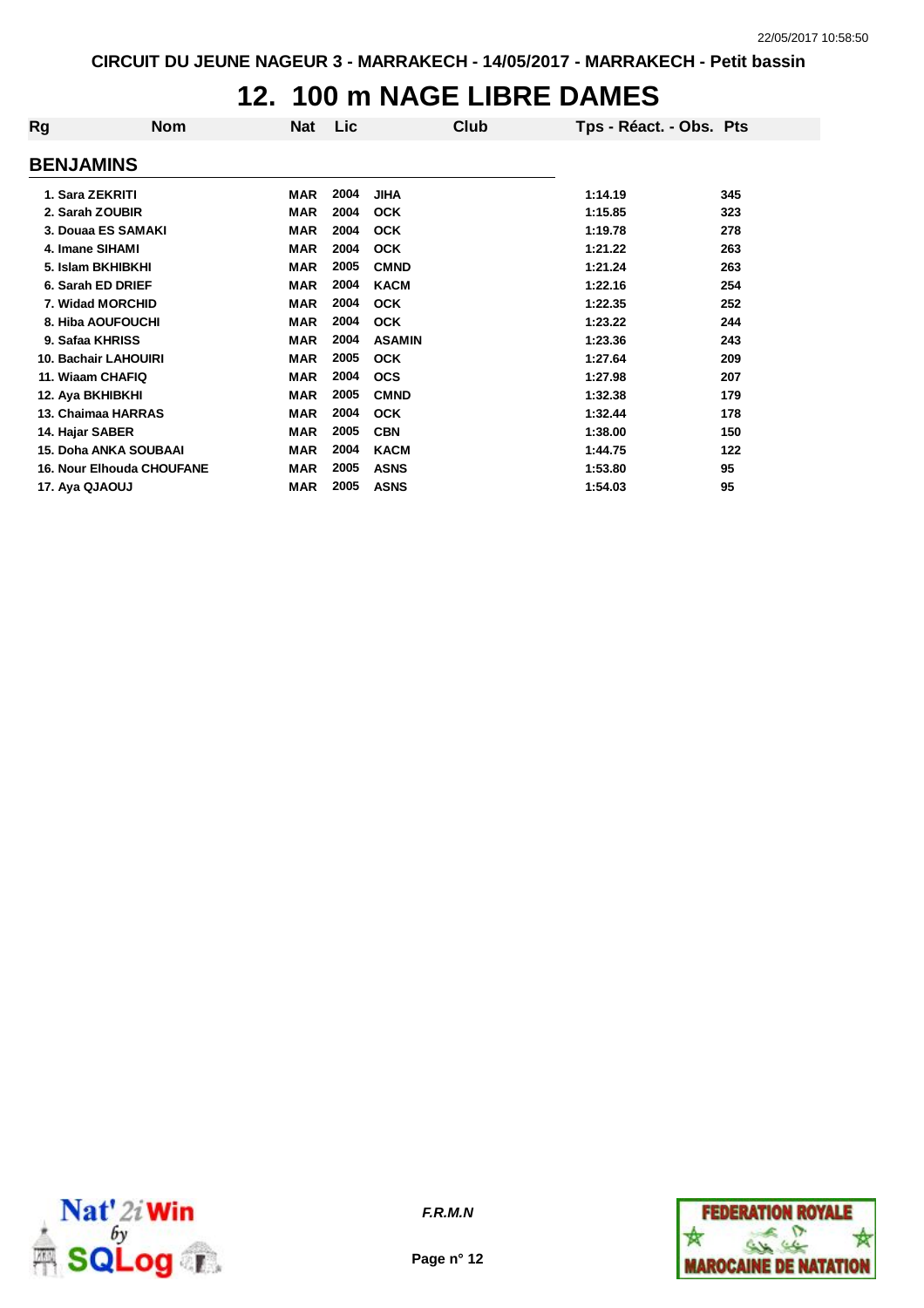CIRCUIT DU JEUNE NAGEUR 3 - MARRAKECH - 14/05/2017 - MARRAKECH - Petit bassin

# 12. 100 m NAGE LIBRE DAMES

| Rg | Nom | Nat | Lic | Club | Tps - Réact. - Obs. | Pts |
|---|---|---|---|---|---|---|
| **BENJAMINS** | | | | | | |
| 1. | Sara ZEKRITI | MAR | 2004 | JIHA | 1:14.19 | 345 |
| 2. | Sarah ZOUBIR | MAR | 2004 | OCK | 1:15.85 | 323 |
| 3. | Douaa ES SAMAKI | MAR | 2004 | OCK | 1:19.78 | 278 |
| 4. | Imane SIHAMI | MAR | 2004 | OCK | 1:21.22 | 263 |
| 5. | Islam BKHIBKHI | MAR | 2005 | CMND | 1:21.24 | 263 |
| 6. | Sarah ED DRIEF | MAR | 2004 | KACM | 1:22.16 | 254 |
| 7. | Widad MORCHID | MAR | 2004 | OCK | 1:22.35 | 252 |
| 8. | Hiba AOUFOUCHI | MAR | 2004 | OCK | 1:23.22 | 244 |
| 9. | Safaa KHRISS | MAR | 2004 | ASAMIN | 1:23.36 | 243 |
| 10. | Bachair LAHOUIRI | MAR | 2005 | OCK | 1:27.64 | 209 |
| 11. | Wiaam CHAFIQ | MAR | 2004 | OCS | 1:27.98 | 207 |
| 12. | Aya BKHIBKHI | MAR | 2005 | CMND | 1:32.38 | 179 |
| 13. | Chaimaa HARRAS | MAR | 2004 | OCK | 1:32.44 | 178 |
| 14. | Hajar SABER | MAR | 2005 | CBN | 1:38.00 | 150 |
| 15. | Doha ANKA SOUBAAI | MAR | 2004 | KACM | 1:44.75 | 122 |
| 16. | Nour Elhouda CHOUFANE | MAR | 2005 | ASNS | 1:53.80 | 95 |
| 17. | Aya QJAOUJ | MAR | 2005 | ASNS | 1:54.03 | 95 |

*F.R.M.N*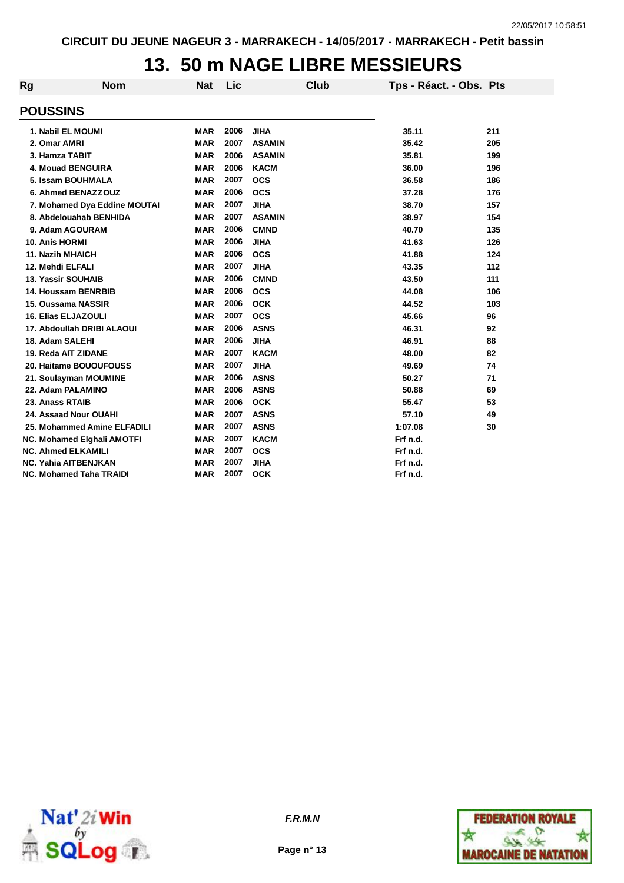CIRCUIT DU JEUNE NAGEUR 3 - MARRAKECH - 14/05/2017 - MARRAKECH - Petit bassin

# 13. 50 m NAGE LIBRE MESSIEURS

| Rg | Nom | Nat | Lic | Club | Tps - Réact. - Obs. | Pts |
|---|---|---|---|---|---|---|
| **POUSSINS** | | | | | | |
| 1. | Nabil EL MOUMI | MAR | 2006 | JIHA | 35.11 | 211 |
| 2. | Omar AMRI | MAR | 2007 | ASAMIN | 35.42 | 205 |
| 3. | Hamza TABIT | MAR | 2006 | ASAMIN | 35.81 | 199 |
| 4. | Mouad BENGUIRA | MAR | 2006 | KACM | 36.00 | 196 |
| 5. | Issam BOUHMALA | MAR | 2007 | OCS | 36.58 | 186 |
| 6. | Ahmed BENAZZOUZ | MAR | 2006 | OCS | 37.28 | 176 |
| 7. | Mohamed Dya Eddine MOUTAI | MAR | 2007 | JIHA | 38.70 | 157 |
| 8. | Abdelouahab BENHIDA | MAR | 2007 | ASAMIN | 38.97 | 154 |
| 9. | Adam AGOURAM | MAR | 2006 | CMND | 40.70 | 135 |
| 10. | Anis HORMI | MAR | 2006 | JIHA | 41.63 | 126 |
| 11. | Nazih MHAICH | MAR | 2006 | OCS | 41.88 | 124 |
| 12. | Mehdi ELFALI | MAR | 2007 | JIHA | 43.35 | 112 |
| 13. | Yassir SOUHAIB | MAR | 2006 | CMND | 43.50 | 111 |
| 14. | Houssam BENRBIB | MAR | 2006 | OCS | 44.08 | 106 |
| 15. | Oussama NASSIR | MAR | 2006 | OCK | 44.52 | 103 |
| 16. | Elias ELJAZOULI | MAR | 2007 | OCS | 45.66 | 96 |
| 17. | Abdoullah DRIBI ALAOUI | MAR | 2006 | ASNS | 46.31 | 92 |
| 18. | Adam SALEHI | MAR | 2006 | JIHA | 46.91 | 88 |
| 19. | Reda AIT ZIDANE | MAR | 2007 | KACM | 48.00 | 82 |
| 20. | Haitame BOUOUFOUSS | MAR | 2007 | JIHA | 49.69 | 74 |
| 21. | Soulayman MOUMINE | MAR | 2006 | ASNS | 50.27 | 71 |
| 22. | Adam PALAMINO | MAR | 2006 | ASNS | 50.88 | 69 |
| 23. | Anass RTAIB | MAR | 2006 | OCK | 55.47 | 53 |
| 24. | Assaad Nour OUAHI | MAR | 2007 | ASNS | 57.10 | 49 |
| 25. | Mohammed Amine ELFADILI | MAR | 2007 | ASNS | 1:07.08 | 30 |
| NC. | Mohamed Elghali AMOTFI | MAR | 2007 | KACM | Frf n.d. | |
| NC. | Ahmed ELKAMILI | MAR | 2007 | OCS | Frf n.d. | |
| NC. | Yahia AITBENJKAN | MAR | 2007 | JIHA | Frf n.d. | |
| NC. | Mohamed Taha TRAIDI | MAR | 2007 | OCK | Frf n.d. | |

*F.R.M.N*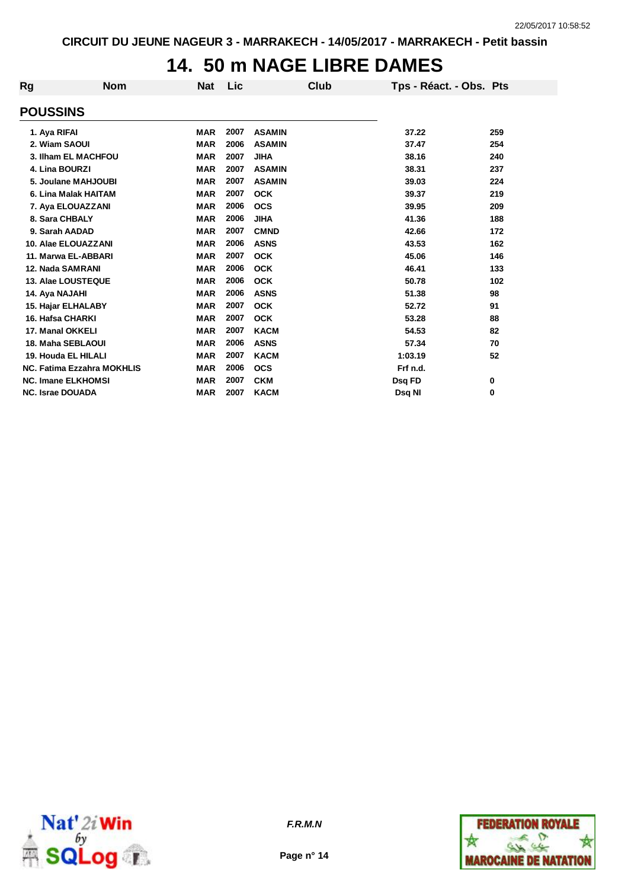# 14. 50 m NAGE LIBRE DAMES

| Rg | Nom | Nat | Lic | Club | Tps - Réact. - Obs. | Pts |
|---|---|---|---|---|---|---|
| **POUSSINS** | | | | | | |
| 1. | Aya RIFAI | MAR | 2007 | ASAMIN | 37.22 | 259 |
| 2. | Wiam SAOUI | MAR | 2006 | ASAMIN | 37.47 | 254 |
| 3. | Ilham EL MACHFOU | MAR | 2007 | JIHA | 38.16 | 240 |
| 4. | Lina BOURZI | MAR | 2007 | ASAMIN | 38.31 | 237 |
| 5. | Joulane MAHJOUBI | MAR | 2007 | ASAMIN | 39.03 | 224 |
| 6. | Lina Malak HAITAM | MAR | 2007 | OCK | 39.37 | 219 |
| 7. | Aya ELOUAZZANI | MAR | 2006 | OCS | 39.95 | 209 |
| 8. | Sara CHBALY | MAR | 2006 | JIHA | 41.36 | 188 |
| 9. | Sarah AADAD | MAR | 2007 | CMND | 42.66 | 172 |
| 10. | Alae ELOUAZZANI | MAR | 2006 | ASNS | 43.53 | 162 |
| 11. | Marwa EL-ABBARI | MAR | 2007 | OCK | 45.06 | 146 |
| 12. | Nada SAMRANI | MAR | 2006 | OCK | 46.41 | 133 |
| 13. | Alae LOUSTEQUE | MAR | 2006 | OCK | 50.78 | 102 |
| 14. | Aya NAJAHI | MAR | 2006 | ASNS | 51.38 | 98 |
| 15. | Hajar ELHALABY | MAR | 2007 | OCK | 52.72 | 91 |
| 16. | Hafsa CHARKI | MAR | 2007 | OCK | 53.28 | 88 |
| 17. | Manal OKKELI | MAR | 2007 | KACM | 54.53 | 82 |
| 18. | Maha SEBLAOUI | MAR | 2006 | ASNS | 57.34 | 70 |
| 19. | Houda EL HILALI | MAR | 2007 | KACM | 1:03.19 | 52 |
| NC. | Fatima Ezzahra MOKHLIS | MAR | 2006 | OCS | Frf n.d. | |
| NC. | Imane ELKHOMSI | MAR | 2007 | CKM | Dsq FD | 0 |
| NC. | Israe DOUADA | MAR | 2007 | KACM | Dsq NI | 0 |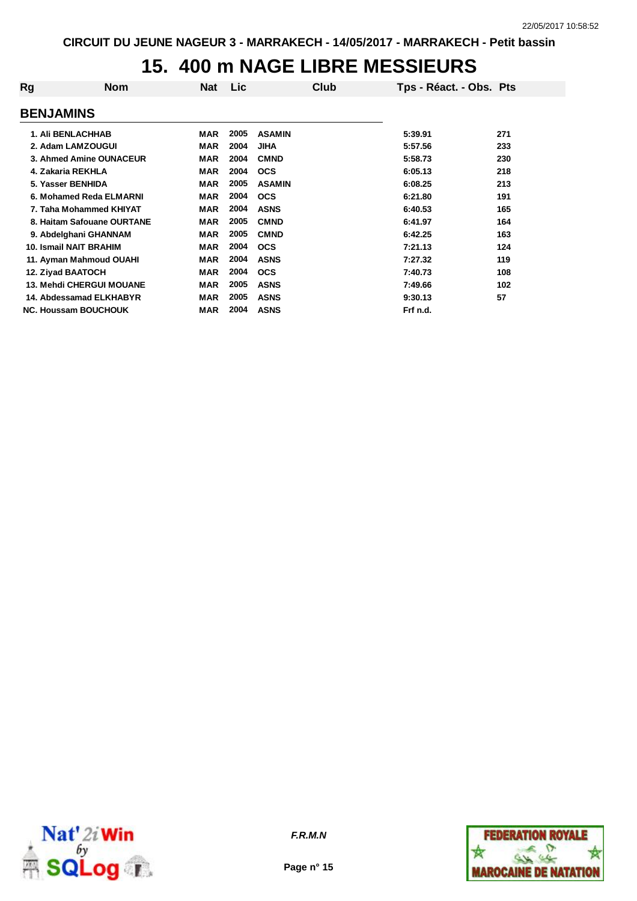CIRCUIT DU JEUNE NAGEUR 3 - MARRAKECH - 14/05/2017 - MARRAKECH - Petit bassin

# 15. 400 m NAGE LIBRE MESSIEURS

| Rg | Nom | Nat | Lic | Club | Tps - Réact. - Obs. | Pts |
|---|---|---|---|---|---|---|
| **BENJAMINS** | | | | | | |
| 1. | Ali BENLACHHAB | MAR | 2005 | ASAMIN | 5:39.91 | 271 |
| 2. | Adam LAMZOUGUI | MAR | 2004 | JIHA | 5:57.56 | 233 |
| 3. | Ahmed Amine OUNACEUR | MAR | 2004 | CMND | 5:58.73 | 230 |
| 4. | Zakaria REKHLA | MAR | 2004 | OCS | 6:05.13 | 218 |
| 5. | Yasser BENHIDA | MAR | 2005 | ASAMIN | 6:08.25 | 213 |
| 6. | Mohamed Reda ELMARNI | MAR | 2004 | OCS | 6:21.80 | 191 |
| 7. | Taha Mohammed KHIYAT | MAR | 2004 | ASNS | 6:40.53 | 165 |
| 8. | Haitam Safouane OURTANE | MAR | 2005 | CMND | 6:41.97 | 164 |
| 9. | Abdelghani GHANNAM | MAR | 2005 | CMND | 6:42.25 | 163 |
| 10. | Ismail NAIT BRAHIM | MAR | 2004 | OCS | 7:21.13 | 124 |
| 11. | Ayman Mahmoud OUAHI | MAR | 2004 | ASNS | 7:27.32 | 119 |
| 12. | Ziyad BAATOCH | MAR | 2004 | OCS | 7:40.73 | 108 |
| 13. | Mehdi CHERGUI MOUANE | MAR | 2005 | ASNS | 7:49.66 | 102 |
| 14. | Abdessamad ELKHABYR | MAR | 2005 | ASNS | 9:30.13 | 57 |
| NC. | Houssam BOUCHOUK | MAR | 2004 | ASNS | Frf n.d. | |

*F.R.M.N*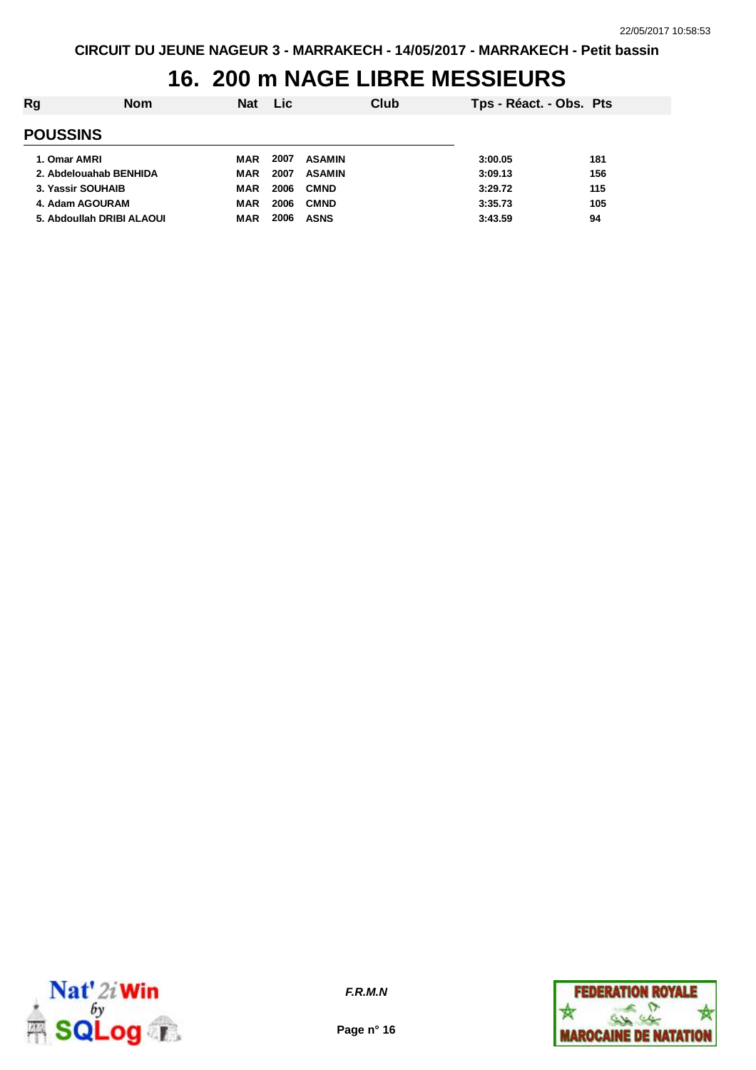# 16. 200 m NAGE LIBRE MESSIEURS

| Rg | Nom | Nat | Lic | Club | Tps - Réact. - Obs. | Pts |
|---|---|---|---|---|---|---|
| **POUSSINS** | | | | | | |
| 1. | Omar AMRI | MAR | 2007 | ASAMIN | 3:00.05 | 181 |
| 2. | Abdelouahab BENHIDA | MAR | 2007 | ASAMIN | 3:09.13 | 156 |
| 3. | Yassir SOUHAIB | MAR | 2006 | CMND | 3:29.72 | 115 |
| 4. | Adam AGOURAM | MAR | 2006 | CMND | 3:35.73 | 105 |
| 5. | Abdoullah DRIBI ALAOUI | MAR | 2006 | ASNS | 3:43.59 | 94 |